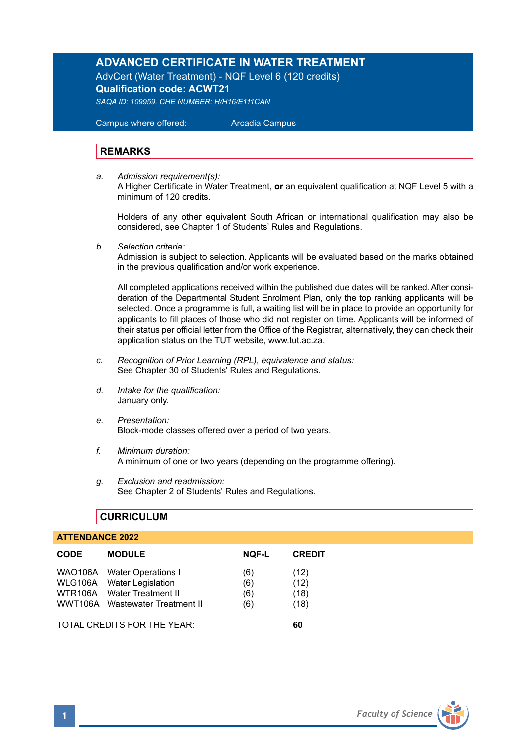# ADVANCED CERTIFICATE IN WATER TREATMENT

AdvCert (Water Treatment) - NQF Level 6 (120 credits)

**Qualification code: ACWT21**

*SAQA ID: 109959, CHE NUMBER: H/H16/E111CAN*

Campus where offered: Arcadia Campus

## REMARKS

a. *Admission requirement(s):*
A Higher Certificate in Water Treatment, **or** an equivalent qualification at NQF Level 5 with a minimum of 120 credits.

Holders of any other equivalent South African or international qualification may also be considered, see Chapter 1 of Students' Rules and Regulations.

b. *Selection criteria:*
Admission is subject to selection. Applicants will be evaluated based on the marks obtained in the previous qualification and/or work experience.

All completed applications received within the published due dates will be ranked. After consideration of the Departmental Student Enrolment Plan, only the top ranking applicants will be selected. Once a programme is full, a waiting list will be in place to provide an opportunity for applicants to fill places of those who did not register on time. Applicants will be informed of their status per official letter from the Office of the Registrar, alternatively, they can check their application status on the TUT website, www.tut.ac.za.

c. *Recognition of Prior Learning (RPL), equivalence and status:*
See Chapter 30 of Students' Rules and Regulations.

d. *Intake for the qualification:*
January only.

e. *Presentation:*
Block-mode classes offered over a period of two years.

f. *Minimum duration:*
A minimum of one or two years (depending on the programme offering).

g. *Exclusion and readmission:*
See Chapter 2 of Students' Rules and Regulations.

## CURRICULUM

### ATTENDANCE 2022

| CODE | MODULE | NQF-L | CREDIT |
|---|---|---|---|
| WAO106A | Water Operations I | (6) | (12) |
| WLG106A | Water Legislation | (6) | (12) |
| WTR106A | Water Treatment II | (6) | (18) |
| WWT106A | Wastewater Treatment II | (6) | (18) |
| TOTAL CREDITS FOR THE YEAR: | | | **60** |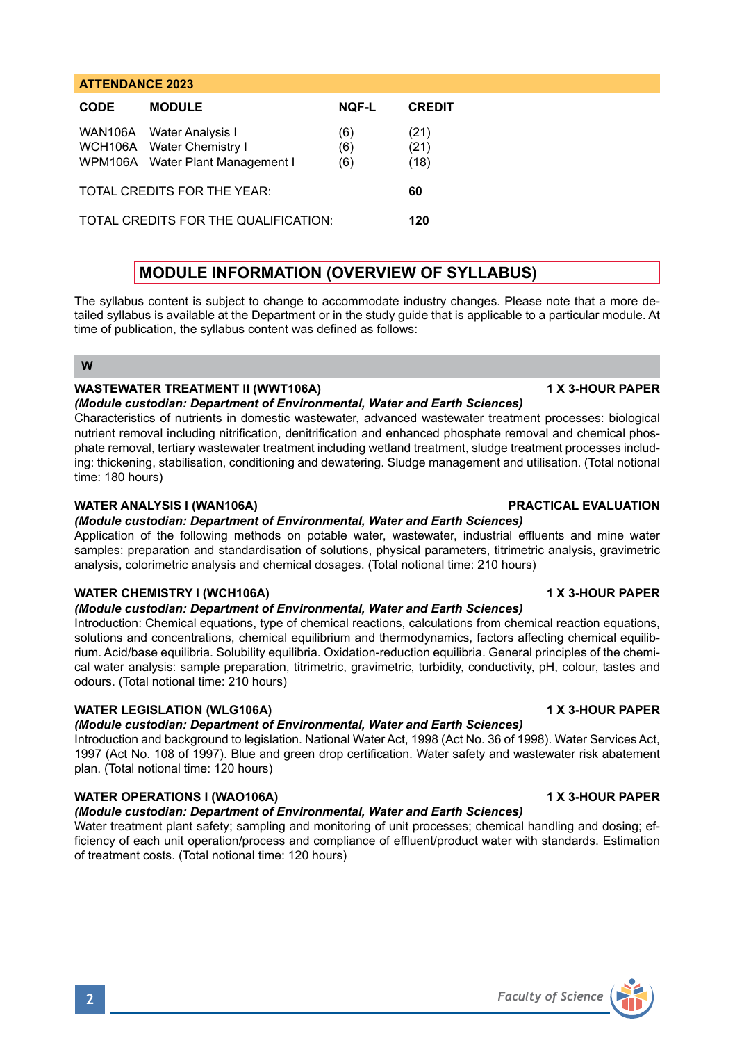## ATTENDANCE 2023

| CODE | MODULE | NQF-L | CREDIT |
|---|---|---|---|
| WAN106A | Water Analysis I | (6) | (21) |
| WCH106A | Water Chemistry I | (6) | (21) |
| WPM106A | Water Plant Management I | (6) | (18) |
| TOTAL CREDITS FOR THE YEAR: | | | **60** |
| TOTAL CREDITS FOR THE QUALIFICATION: | | | **120** |

## MODULE INFORMATION (OVERVIEW OF SYLLABUS)

The syllabus content is subject to change to accommodate industry changes. Please note that a more detailed syllabus is available at the Department or in the study guide that is applicable to a particular module. At time of publication, the syllabus content was defined as follows:

### W

**WASTEWATER TREATMENT II (WWT106A)** **1 X 3-HOUR PAPER**
*(Module custodian: Department of Environmental, Water and Earth Sciences)*
Characteristics of nutrients in domestic wastewater, advanced wastewater treatment processes: biological nutrient removal including nitrification, denitrification and enhanced phosphate removal and chemical phosphate removal, tertiary wastewater treatment including wetland treatment, sludge treatment processes including: thickening, stabilisation, conditioning and dewatering. Sludge management and utilisation. (Total notional time: 180 hours)

**WATER ANALYSIS I (WAN106A)** **PRACTICAL EVALUATION**
*(Module custodian: Department of Environmental, Water and Earth Sciences)*
Application of the following methods on potable water, wastewater, industrial effluents and mine water samples: preparation and standardisation of solutions, physical parameters, titrimetric analysis, gravimetric analysis, colorimetric analysis and chemical dosages. (Total notional time: 210 hours)

**WATER CHEMISTRY I (WCH106A)** **1 X 3-HOUR PAPER**
*(Module custodian: Department of Environmental, Water and Earth Sciences)*
Introduction: Chemical equations, type of chemical reactions, calculations from chemical reaction equations, solutions and concentrations, chemical equilibrium and thermodynamics, factors affecting chemical equilibrium. Acid/base equilibria. Solubility equilibria. Oxidation-reduction equilibria. General principles of the chemical water analysis: sample preparation, titrimetric, gravimetric, turbidity, conductivity, pH, colour, tastes and odours. (Total notional time: 210 hours)

**WATER LEGISLATION (WLG106A)** **1 X 3-HOUR PAPER**
*(Module custodian: Department of Environmental, Water and Earth Sciences)*
Introduction and background to legislation. National Water Act, 1998 (Act No. 36 of 1998). Water Services Act, 1997 (Act No. 108 of 1997). Blue and green drop certification. Water safety and wastewater risk abatement plan. (Total notional time: 120 hours)

**WATER OPERATIONS I (WAO106A)** **1 X 3-HOUR PAPER**
*(Module custodian: Department of Environmental, Water and Earth Sciences)*
Water treatment plant safety; sampling and monitoring of unit processes; chemical handling and dosing; efficiency of each unit operation/process and compliance of effluent/product water with standards. Estimation of treatment costs. (Total notional time: 120 hours)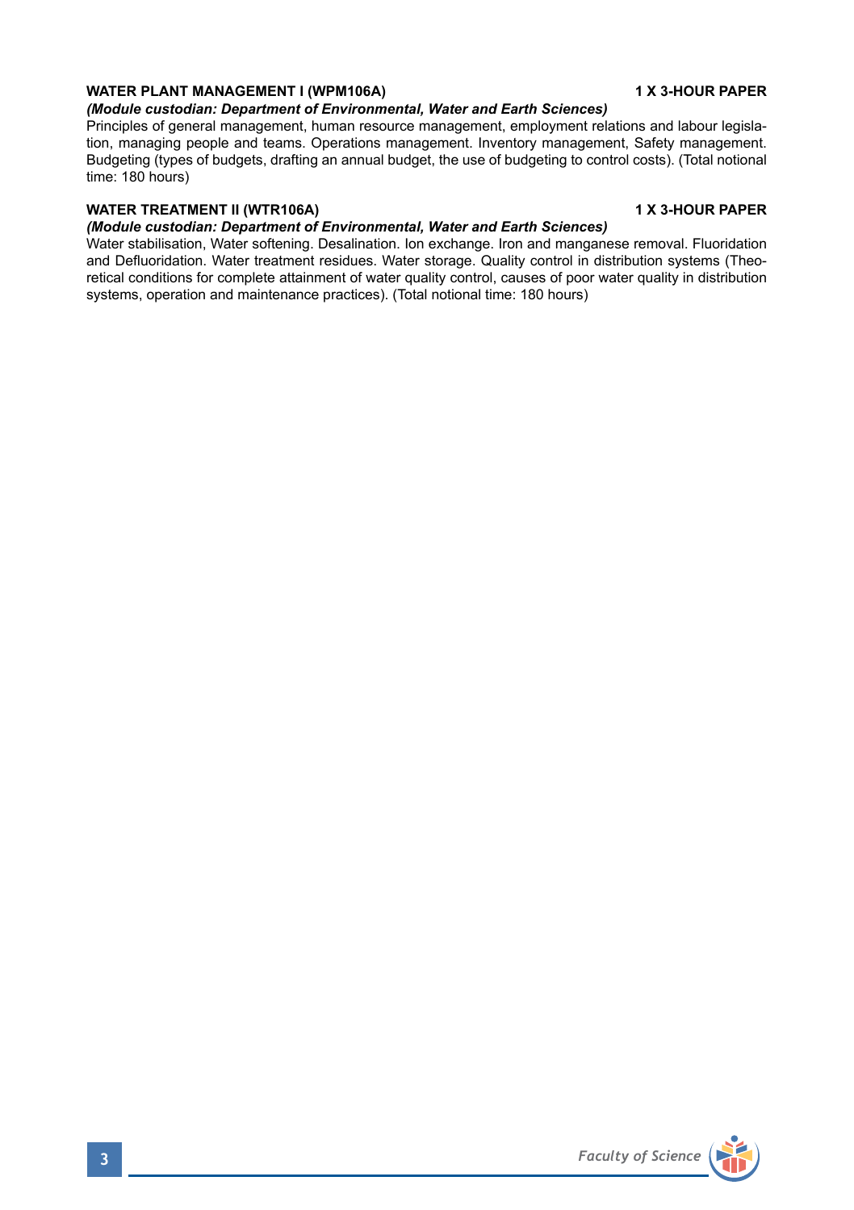**WATER PLANT MANAGEMENT I (WPM106A)** **1 X 3-HOUR PAPER**

***(Module custodian: Department of Environmental, Water and Earth Sciences)***

Principles of general management, human resource management, employment relations and labour legislation, managing people and teams. Operations management. Inventory management, Safety management. Budgeting (types of budgets, drafting an annual budget, the use of budgeting to control costs). (Total notional time: 180 hours)

**WATER TREATMENT II (WTR106A)** **1 X 3-HOUR PAPER**

***(Module custodian: Department of Environmental, Water and Earth Sciences)***

Water stabilisation, Water softening. Desalination. Ion exchange. Iron and manganese removal. Fluoridation and Defluoridation. Water treatment residues. Water storage. Quality control in distribution systems (Theoretical conditions for complete attainment of water quality control, causes of poor water quality in distribution systems, operation and maintenance practices). (Total notional time: 180 hours)